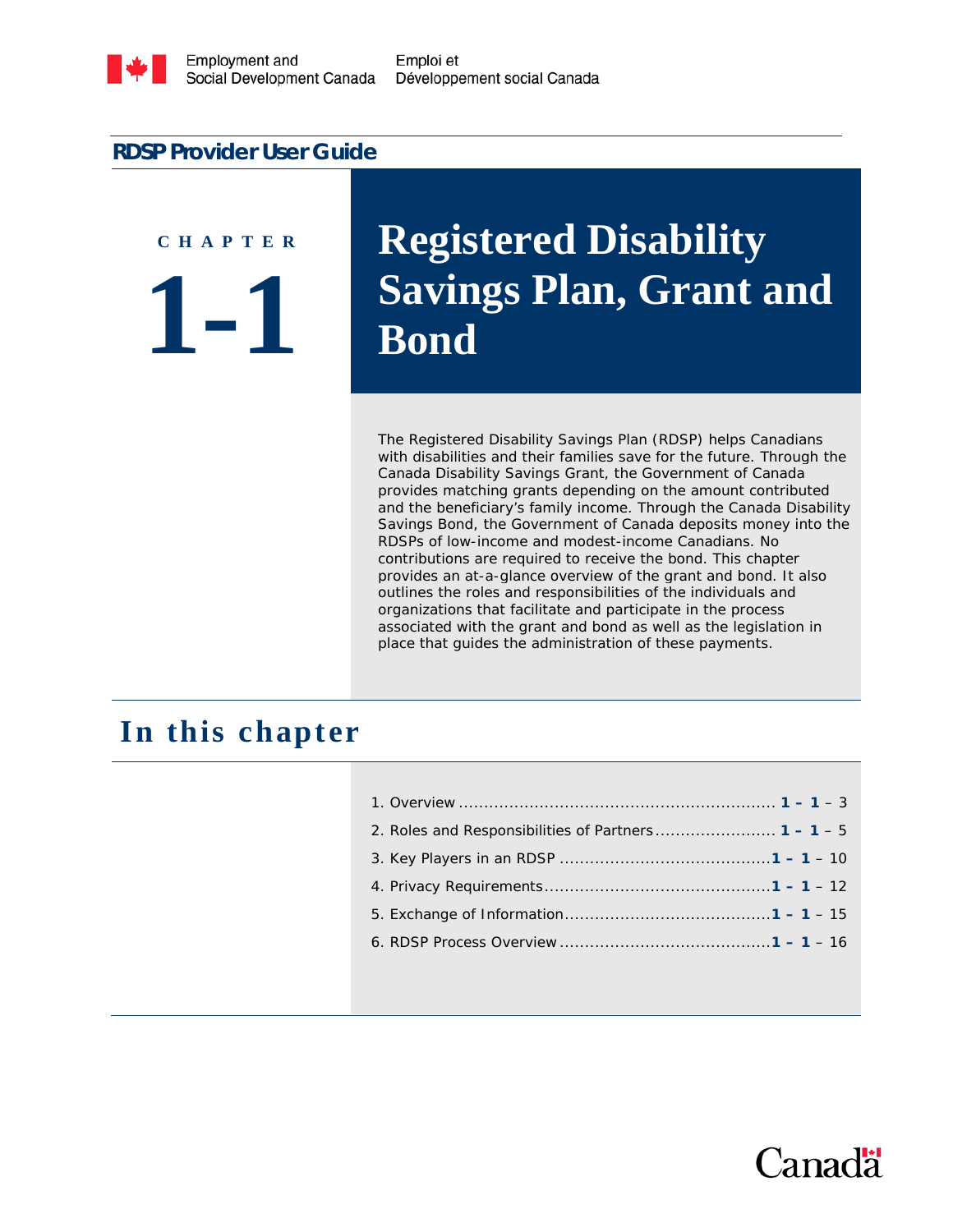Employment and Social Development Canada | Emploi et Développement social Canada

**RDSP Provider User Guide**

CHAPTER

# 1-1

# Registered Disability Savings Plan, Grant and Bond

The Registered Disability Savings Plan (RDSP) helps Canadians with disabilities and their families save for the future. Through the Canada Disability Savings Grant, the Government of Canada provides matching grants depending on the amount contributed and the beneficiary's family income. Through the Canada Disability Savings Bond, the Government of Canada deposits money into the RDSPs of low-income and modest-income Canadians. No contributions are required to receive the bond. This chapter provides an at-a-glance overview of the grant and bond. It also outlines the roles and responsibilities of the individuals and organizations that facilitate and participate in the process associated with the grant and bond as well as the legislation in place that guides the administration of these payments.

## In this chapter

1. Overview ............................................................ **1 – 1** – 3
2. Roles and Responsibilities of Partners ........................ **1 – 1** – 5
3. Key Players in an RDSP ........................................ **1 – 1** – 10
4. Privacy Requirements ........................................... **1 – 1** – 12
5. Exchange of Information ........................................ **1 – 1** – 15
6. RDSP Process Overview ......................................... **1 – 1** – 16

Canada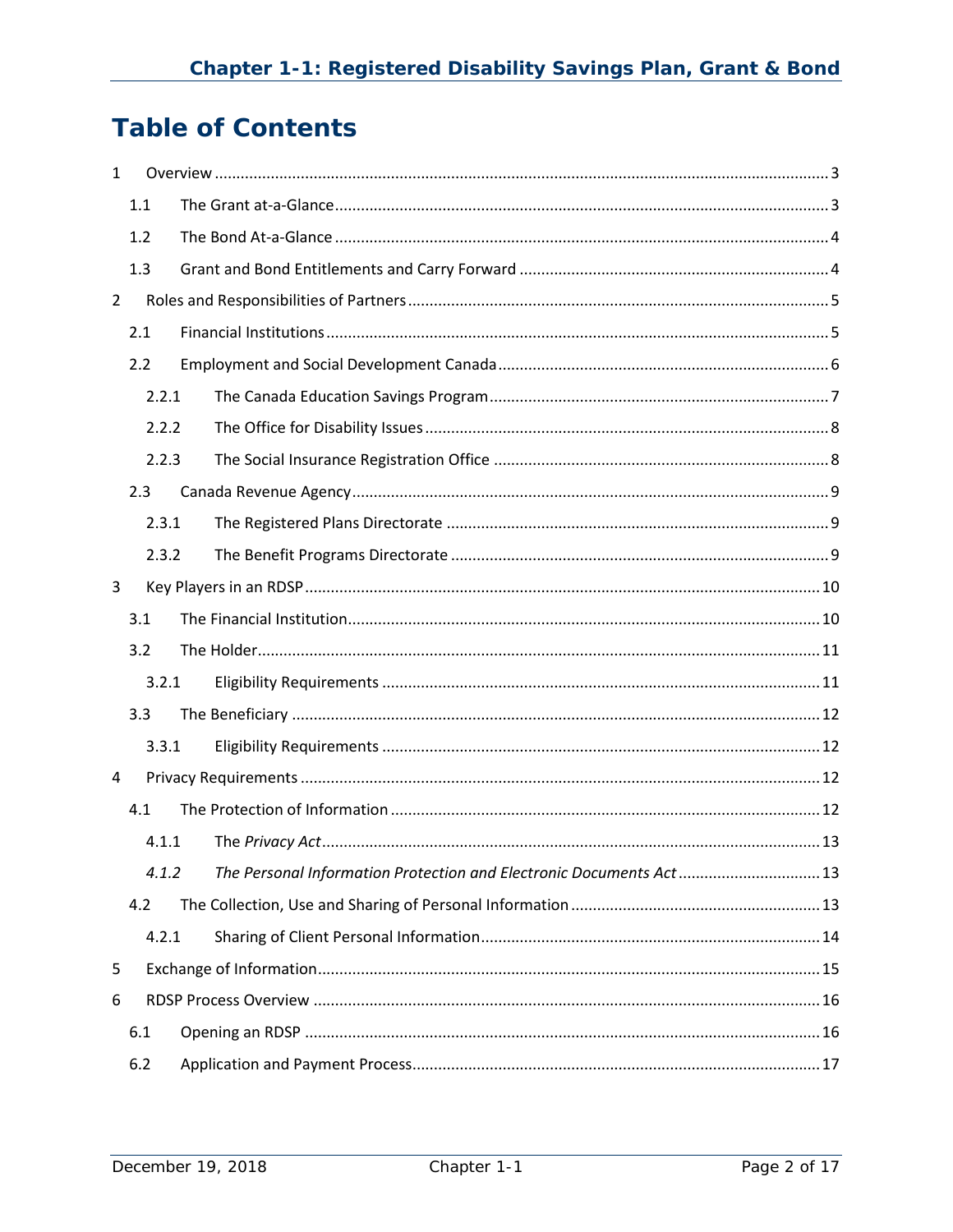# Table of Contents

1 Overview ........ 3
- 1.1 The Grant at-a-Glance ........ 3
- 1.2 The Bond At-a-Glance ........ 4
- 1.3 Grant and Bond Entitlements and Carry Forward ........ 4

2 Roles and Responsibilities of Partners ........ 5
- 2.1 Financial Institutions ........ 5
- 2.2 Employment and Social Development Canada ........ 6
  - 2.2.1 The Canada Education Savings Program ........ 7
  - 2.2.2 The Office for Disability Issues ........ 8
  - 2.2.3 The Social Insurance Registration Office ........ 8
- 2.3 Canada Revenue Agency ........ 9
  - 2.3.1 The Registered Plans Directorate ........ 9
  - 2.3.2 The Benefit Programs Directorate ........ 9

3 Key Players in an RDSP ........ 10
- 3.1 The Financial Institution ........ 10
- 3.2 The Holder ........ 11
  - 3.2.1 Eligibility Requirements ........ 11
- 3.3 The Beneficiary ........ 12
  - 3.3.1 Eligibility Requirements ........ 12

4 Privacy Requirements ........ 12
- 4.1 The Protection of Information ........ 12
  - 4.1.1 The *Privacy Act* ........ 13
  - *4.1.2 The Personal Information Protection and Electronic Documents Act* ........ 13
- 4.2 The Collection, Use and Sharing of Personal Information ........ 13
  - 4.2.1 Sharing of Client Personal Information ........ 14

5 Exchange of Information ........ 15

6 RDSP Process Overview ........ 16
- 6.1 Opening an RDSP ........ 16
- 6.2 Application and Payment Process ........ 17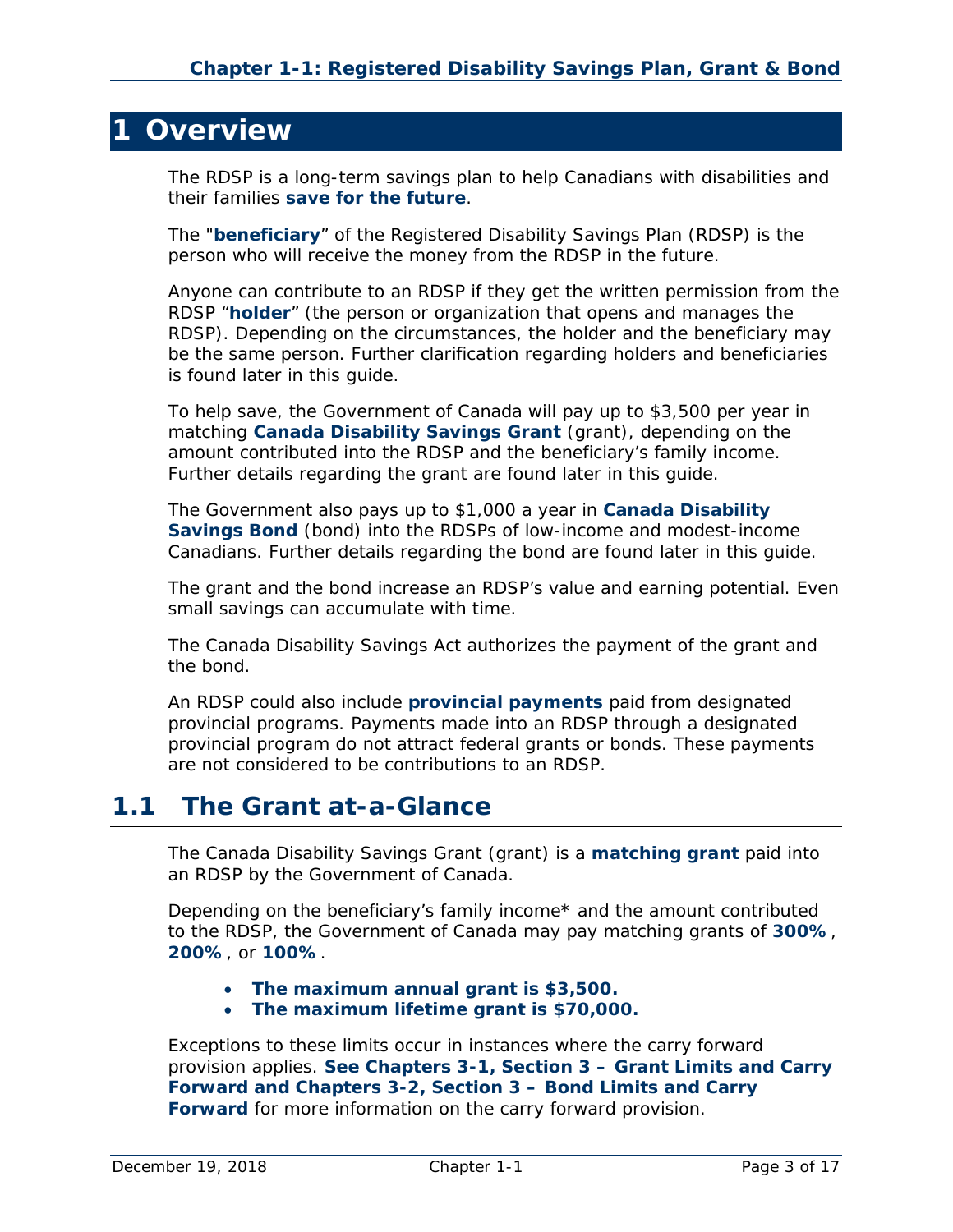# 1 Overview

The RDSP is a long-term savings plan to help Canadians with disabilities and their families **save for the future**.

The "**beneficiary**" of the Registered Disability Savings Plan (RDSP) is the person who will receive the money from the RDSP in the future.

Anyone can contribute to an RDSP if they get the written permission from the RDSP "**holder**" (the person or organization that opens and manages the RDSP). Depending on the circumstances, the holder and the beneficiary may be the same person. Further clarification regarding holders and beneficiaries is found later in this guide.

To help save, the Government of Canada will pay up to $3,500 per year in matching **Canada Disability Savings Grant** (grant), depending on the amount contributed into the RDSP and the beneficiary's family income. Further details regarding the grant are found later in this guide.

The Government also pays up to $1,000 a year in **Canada Disability Savings Bond** (bond) into the RDSPs of low-income and modest-income Canadians. Further details regarding the bond are found later in this guide.

The grant and the bond increase an RDSP's value and earning potential. Even small savings can accumulate with time.

The Canada Disability Savings Act authorizes the payment of the grant and the bond.

An RDSP could also include **provincial payments** paid from designated provincial programs. Payments made into an RDSP through a designated provincial program do not attract federal grants or bonds. These payments are not considered to be contributions to an RDSP.

## 1.1 The Grant at-a-Glance

The Canada Disability Savings Grant (grant) is a **matching grant** paid into an RDSP by the Government of Canada.

Depending on the beneficiary's family income* and the amount contributed to the RDSP, the Government of Canada may pay matching grants of **300%**, **200%**, or **100%**.

- **The maximum annual grant is $3,500.**
- **The maximum lifetime grant is $70,000.**

Exceptions to these limits occur in instances where the carry forward provision applies. **See Chapters 3-1, Section 3 – Grant Limits and Carry Forward and Chapters 3-2, Section 3 – Bond Limits and Carry Forward** for more information on the carry forward provision.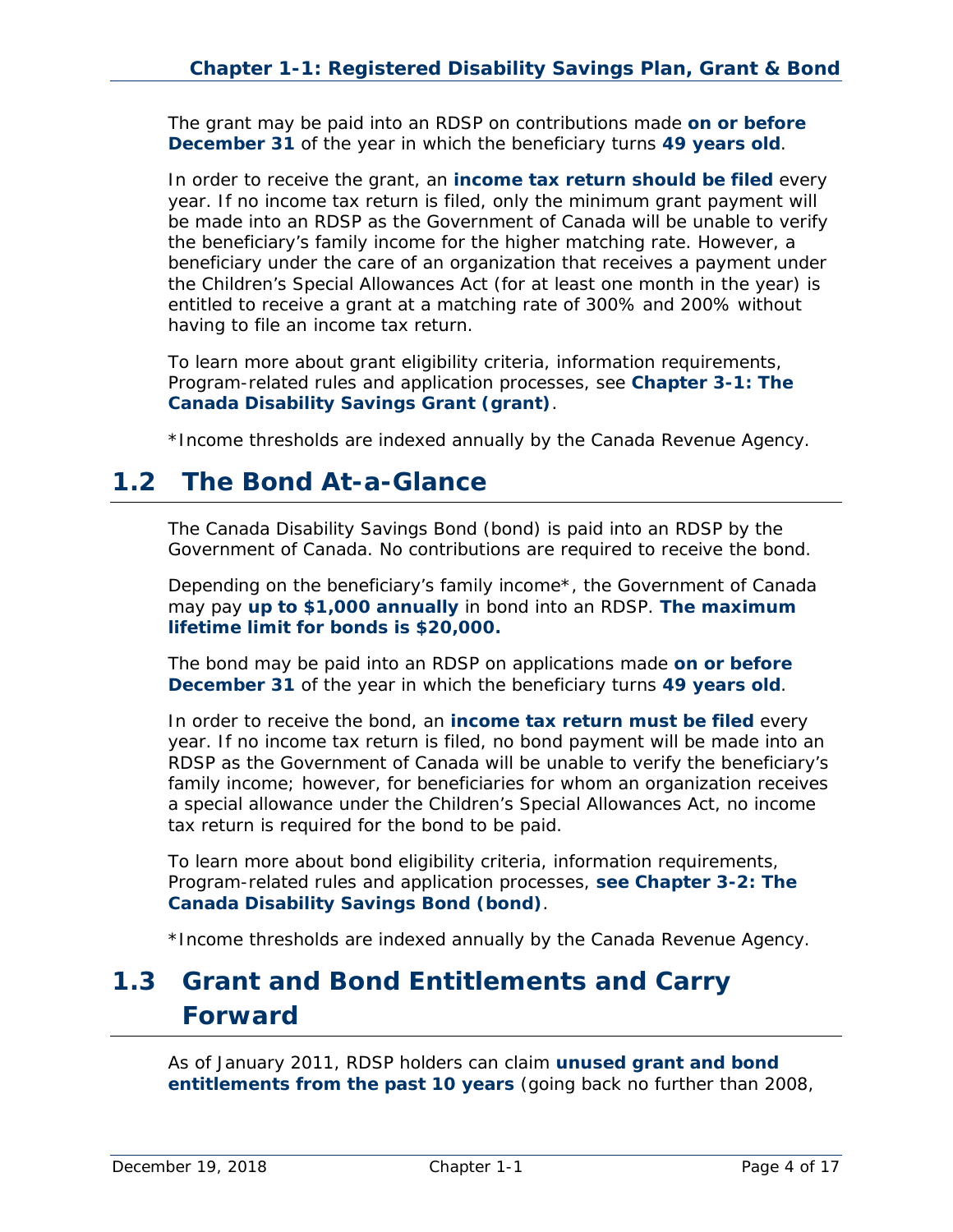The grant may be paid into an RDSP on contributions made **on or before December 31** of the year in which the beneficiary turns **49 years old**.

In order to receive the grant, an **income tax return should be filed** every year. If no income tax return is filed, only the minimum grant payment will be made into an RDSP as the Government of Canada will be unable to verify the beneficiary's family income for the higher matching rate. However, a beneficiary under the care of an organization that receives a payment under the Children's Special Allowances Act (for at least one month in the year) is entitled to receive a grant at a matching rate of 300% and 200% without having to file an income tax return.

To learn more about grant eligibility criteria, information requirements, Program-related rules and application processes, see **Chapter 3-1: The Canada Disability Savings Grant (grant)**.

*Income thresholds are indexed annually by the Canada Revenue Agency.

## 1.2 The Bond At-a-Glance

The Canada Disability Savings Bond (bond) is paid into an RDSP by the Government of Canada. No contributions are required to receive the bond.

Depending on the beneficiary's family income*, the Government of Canada may pay **up to $1,000 annually** in bond into an RDSP. **The maximum lifetime limit for bonds is $20,000.**

The bond may be paid into an RDSP on applications made **on or before December 31** of the year in which the beneficiary turns **49 years old**.

In order to receive the bond, an **income tax return must be filed** every year. If no income tax return is filed, no bond payment will be made into an RDSP as the Government of Canada will be unable to verify the beneficiary's family income; however, for beneficiaries for whom an organization receives a special allowance under the Children's Special Allowances Act, no income tax return is required for the bond to be paid.

To learn more about bond eligibility criteria, information requirements, Program-related rules and application processes, **see Chapter 3-2: The Canada Disability Savings Bond (bond)**.

*Income thresholds are indexed annually by the Canada Revenue Agency.

## 1.3 Grant and Bond Entitlements and Carry Forward

As of January 2011, RDSP holders can claim **unused grant and bond entitlements from the past 10 years** (going back no further than 2008,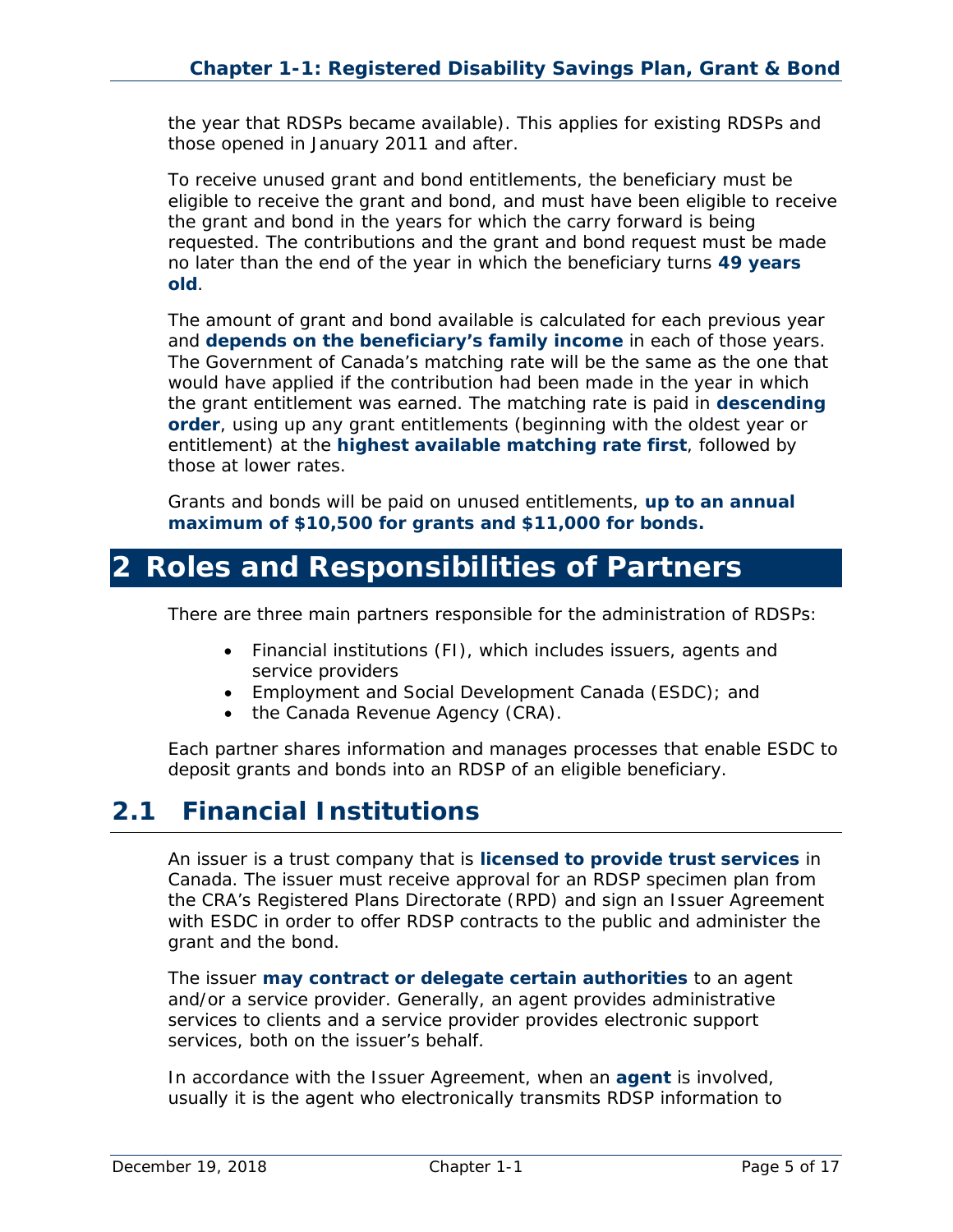the year that RDSPs became available). This applies for existing RDSPs and those opened in January 2011 and after.

To receive unused grant and bond entitlements, the beneficiary must be eligible to receive the grant and bond, and must have been eligible to receive the grant and bond in the years for which the carry forward is being requested. The contributions and the grant and bond request must be made no later than the end of the year in which the beneficiary turns **49 years old**.

The amount of grant and bond available is calculated for each previous year and **depends on the beneficiary's family income** in each of those years. The Government of Canada's matching rate will be the same as the one that would have applied if the contribution had been made in the year in which the grant entitlement was earned. The matching rate is paid in **descending order**, using up any grant entitlements (beginning with the oldest year or entitlement) at the **highest available matching rate first**, followed by those at lower rates.

Grants and bonds will be paid on unused entitlements, **up to an annual maximum of $10,500 for grants and $11,000 for bonds.**

# 2 Roles and Responsibilities of Partners

There are three main partners responsible for the administration of RDSPs:

- Financial institutions (FI), which includes issuers, agents and service providers
- Employment and Social Development Canada (ESDC); and
- the Canada Revenue Agency (CRA).

Each partner shares information and manages processes that enable ESDC to deposit grants and bonds into an RDSP of an eligible beneficiary.

## 2.1 Financial Institutions

An issuer is a trust company that is **licensed to provide trust services** in Canada. The issuer must receive approval for an RDSP specimen plan from the CRA's Registered Plans Directorate (RPD) and sign an Issuer Agreement with ESDC in order to offer RDSP contracts to the public and administer the grant and the bond.

The issuer **may contract or delegate certain authorities** to an agent and/or a service provider. Generally, an agent provides administrative services to clients and a service provider provides electronic support services, both on the issuer's behalf.

In accordance with the Issuer Agreement, when an **agent** is involved, usually it is the agent who electronically transmits RDSP information to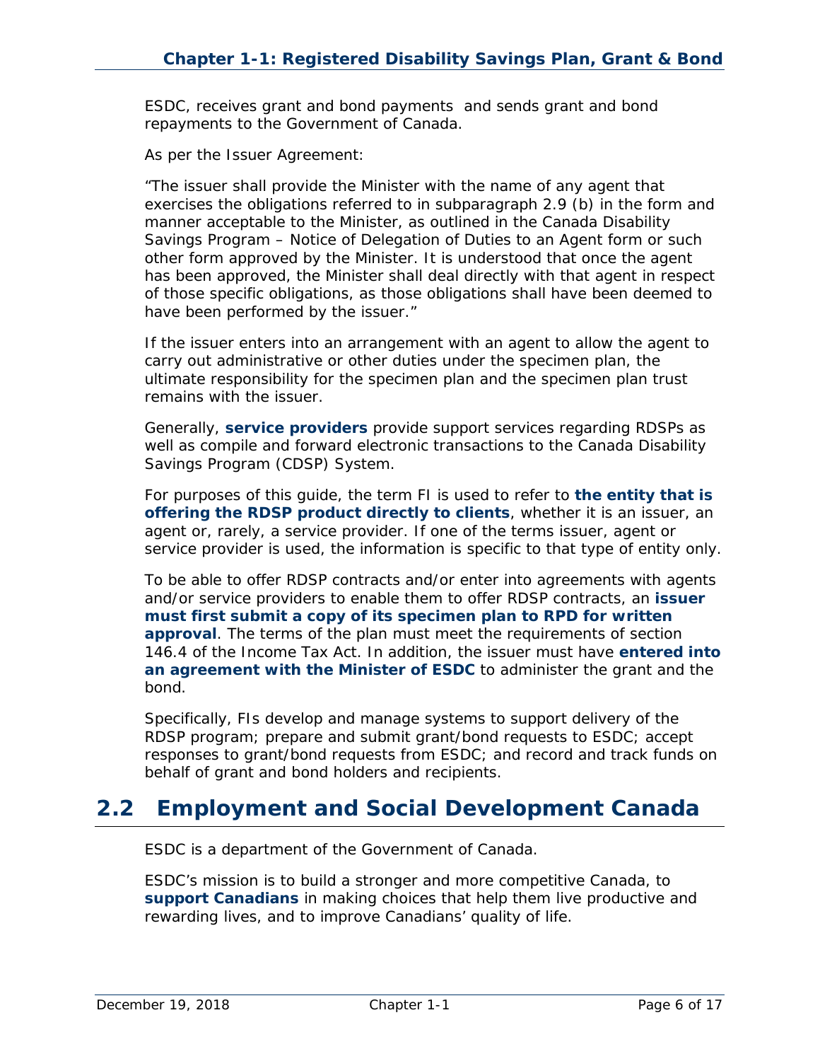ESDC, receives grant and bond payments and sends grant and bond repayments to the Government of Canada.

As per the Issuer Agreement:

"The issuer shall provide the Minister with the name of any agent that exercises the obligations referred to in subparagraph 2.9 (b) in the form and manner acceptable to the Minister, as outlined in the Canada Disability Savings Program – Notice of Delegation of Duties to an Agent form or such other form approved by the Minister. It is understood that once the agent has been approved, the Minister shall deal directly with that agent in respect of those specific obligations, as those obligations shall have been deemed to have been performed by the issuer."

If the issuer enters into an arrangement with an agent to allow the agent to carry out administrative or other duties under the specimen plan, the ultimate responsibility for the specimen plan and the specimen plan trust remains with the issuer.

Generally, **service providers** provide support services regarding RDSPs as well as compile and forward electronic transactions to the Canada Disability Savings Program (CDSP) System.

For purposes of this guide, the term FI is used to refer to **the entity that is offering the RDSP product directly to clients**, whether it is an issuer, an agent or, rarely, a service provider. If one of the terms issuer, agent or service provider is used, the information is specific to that type of entity only.

To be able to offer RDSP contracts and/or enter into agreements with agents and/or service providers to enable them to offer RDSP contracts, an **issuer must first submit a copy of its specimen plan to RPD for written approval**. The terms of the plan must meet the requirements of section 146.4 of the Income Tax Act. In addition, the issuer must have **entered into an agreement with the Minister of ESDC** to administer the grant and the bond.

Specifically, FIs develop and manage systems to support delivery of the RDSP program; prepare and submit grant/bond requests to ESDC; accept responses to grant/bond requests from ESDC; and record and track funds on behalf of grant and bond holders and recipients.

## 2.2 Employment and Social Development Canada

ESDC is a department of the Government of Canada.

ESDC's mission is to build a stronger and more competitive Canada, to **support Canadians** in making choices that help them live productive and rewarding lives, and to improve Canadians' quality of life.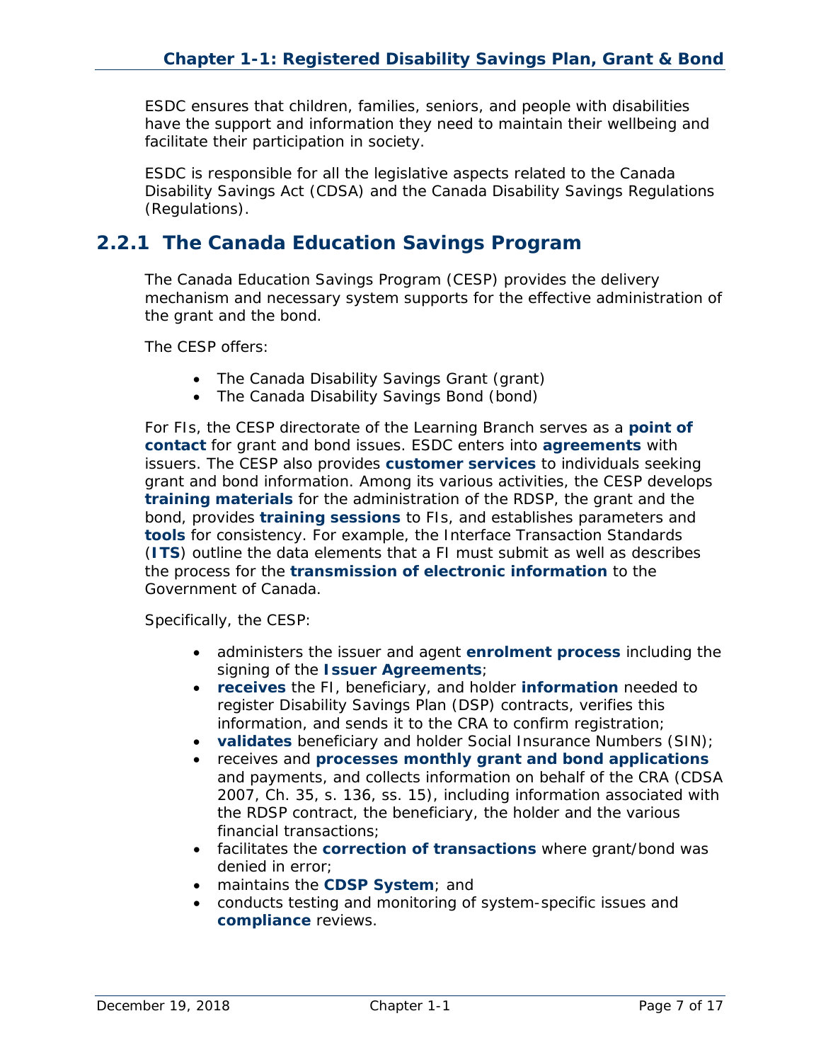ESDC ensures that children, families, seniors, and people with disabilities have the support and information they need to maintain their wellbeing and facilitate their participation in society.

ESDC is responsible for all the legislative aspects related to the Canada Disability Savings Act (CDSA) and the Canada Disability Savings Regulations (Regulations).

## 2.2.1 The Canada Education Savings Program

The Canada Education Savings Program (CESP) provides the delivery mechanism and necessary system supports for the effective administration of the grant and the bond.

The CESP offers:

- The Canada Disability Savings Grant (grant)
- The Canada Disability Savings Bond (bond)

For FIs, the CESP directorate of the Learning Branch serves as a **point of contact** for grant and bond issues. ESDC enters into **agreements** with issuers. The CESP also provides **customer services** to individuals seeking grant and bond information. Among its various activities, the CESP develops **training materials** for the administration of the RDSP, the grant and the bond, provides **training sessions** to FIs, and establishes parameters and **tools** for consistency. For example, the Interface Transaction Standards (**ITS**) outline the data elements that a FI must submit as well as describes the process for the **transmission of electronic information** to the Government of Canada.

Specifically, the CESP:

- administers the issuer and agent **enrolment process** including the signing of the **Issuer Agreements**;
- **receives** the FI, beneficiary, and holder **information** needed to register Disability Savings Plan (DSP) contracts, verifies this information, and sends it to the CRA to confirm registration;
- **validates** beneficiary and holder Social Insurance Numbers (SIN);
- receives and **processes monthly grant and bond applications** and payments, and collects information on behalf of the CRA (CDSA 2007, Ch. 35, s. 136, ss. 15), including information associated with the RDSP contract, the beneficiary, the holder and the various financial transactions;
- facilitates the **correction of transactions** where grant/bond was denied in error;
- maintains the **CDSP System**; and
- conducts testing and monitoring of system-specific issues and **compliance** reviews.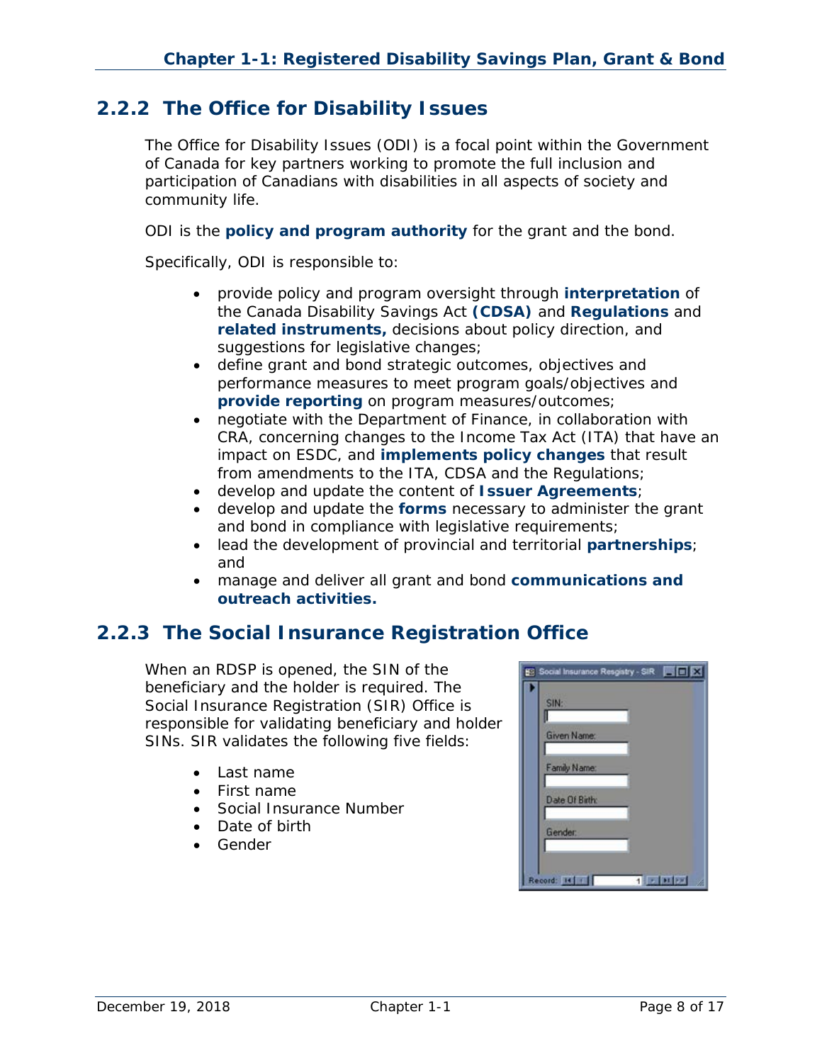## 2.2.2 The Office for Disability Issues

The Office for Disability Issues (ODI) is a focal point within the Government of Canada for key partners working to promote the full inclusion and participation of Canadians with disabilities in all aspects of society and community life.

ODI is the **policy and program authority** for the grant and the bond.

Specifically, ODI is responsible to:

- provide policy and program oversight through **interpretation** of the Canada Disability Savings Act **(CDSA)** and **Regulations** and **related instruments,** decisions about policy direction, and suggestions for legislative changes;
- define grant and bond strategic outcomes, objectives and performance measures to meet program goals/objectives and **provide reporting** on program measures/outcomes;
- negotiate with the Department of Finance, in collaboration with CRA, concerning changes to the Income Tax Act (ITA) that have an impact on ESDC, and **implements policy changes** that result from amendments to the ITA, CDSA and the Regulations;
- develop and update the content of **Issuer Agreements**;
- develop and update the **forms** necessary to administer the grant and bond in compliance with legislative requirements;
- lead the development of provincial and territorial **partnerships**; and
- manage and deliver all grant and bond **communications and outreach activities.**

## 2.2.3 The Social Insurance Registration Office

When an RDSP is opened, the SIN of the beneficiary and the holder is required. The Social Insurance Registration (SIR) Office is responsible for validating beneficiary and holder SINs. SIR validates the following five fields:

- Last name
- First name
- Social Insurance Number
- Date of birth
- Gender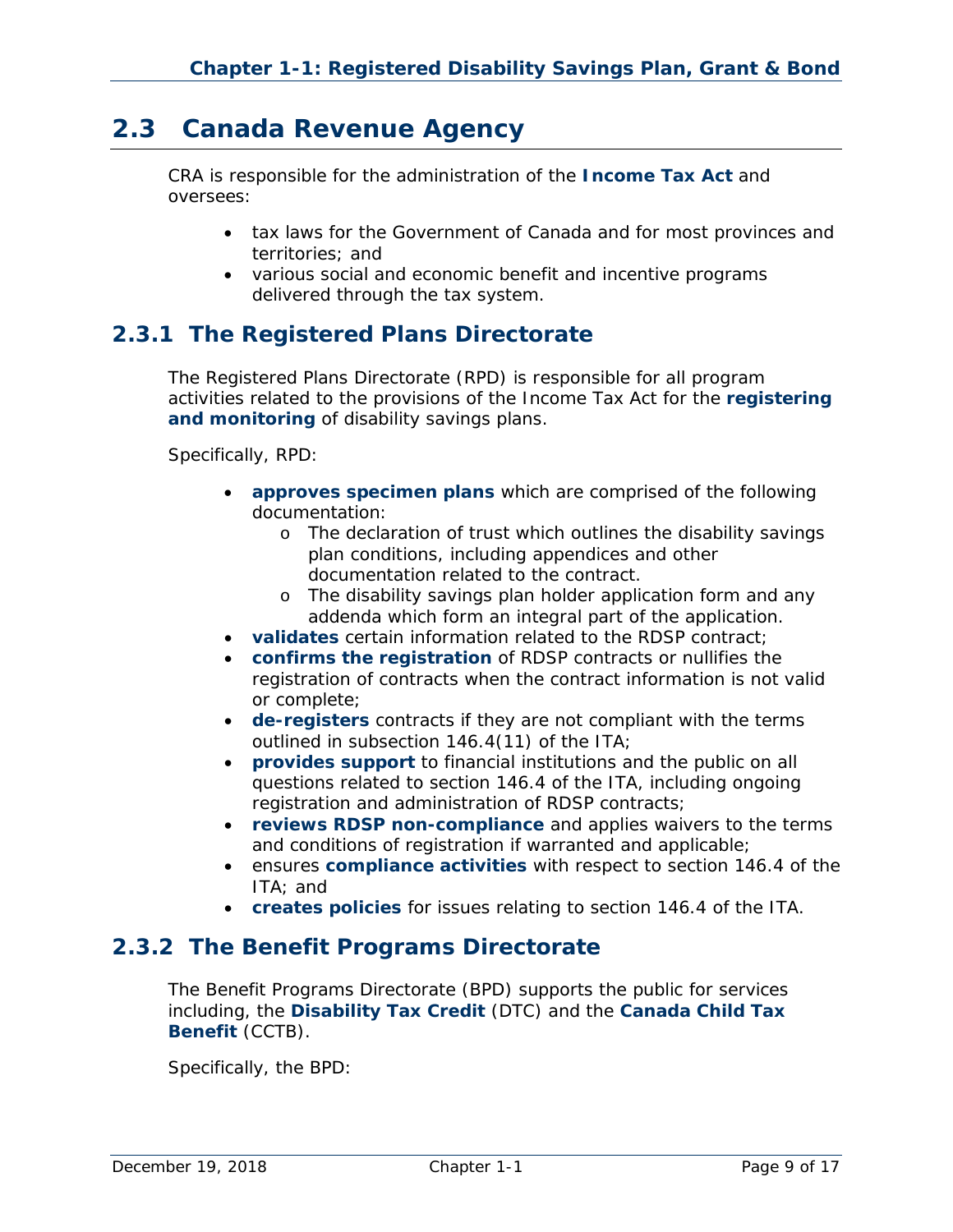## 2.3 Canada Revenue Agency

CRA is responsible for the administration of the **Income Tax Act** and oversees:

- tax laws for the Government of Canada and for most provinces and territories; and
- various social and economic benefit and incentive programs delivered through the tax system.

### 2.3.1 The Registered Plans Directorate

The Registered Plans Directorate (RPD) is responsible for all program activities related to the provisions of the Income Tax Act for the **registering and monitoring** of disability savings plans.

Specifically, RPD:

- **approves specimen plans** which are comprised of the following documentation:
  - The declaration of trust which outlines the disability savings plan conditions, including appendices and other documentation related to the contract.
  - The disability savings plan holder application form and any addenda which form an integral part of the application.
- **validates** certain information related to the RDSP contract;
- **confirms the registration** of RDSP contracts or nullifies the registration of contracts when the contract information is not valid or complete;
- **de-registers** contracts if they are not compliant with the terms outlined in subsection 146.4(11) of the ITA;
- **provides support** to financial institutions and the public on all questions related to section 146.4 of the ITA, including ongoing registration and administration of RDSP contracts;
- **reviews RDSP non-compliance** and applies waivers to the terms and conditions of registration if warranted and applicable;
- ensures **compliance activities** with respect to section 146.4 of the ITA; and
- **creates policies** for issues relating to section 146.4 of the ITA.

### 2.3.2 The Benefit Programs Directorate

The Benefit Programs Directorate (BPD) supports the public for services including, the **Disability Tax Credit** (DTC) and the **Canada Child Tax Benefit** (CCTB).

Specifically, the BPD: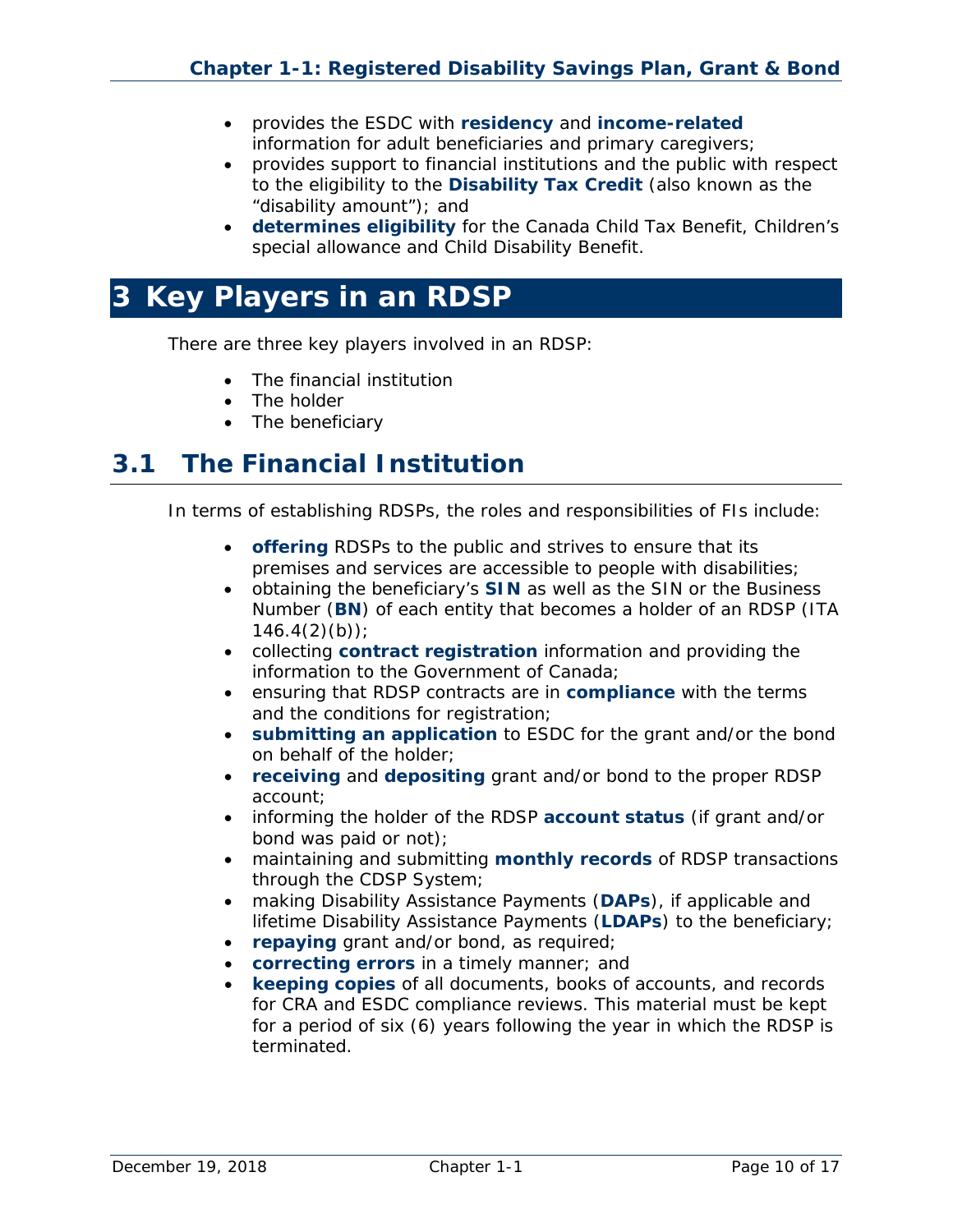- provides the ESDC with **residency** and **income-related** information for adult beneficiaries and primary caregivers;
- provides support to financial institutions and the public with respect to the eligibility to the **Disability Tax Credit** (also known as the "disability amount"); and
- **determines eligibility** for the Canada Child Tax Benefit, Children's special allowance and Child Disability Benefit.

# 3 Key Players in an RDSP

There are three key players involved in an RDSP:

- The financial institution
- The holder
- The beneficiary

## 3.1 The Financial Institution

In terms of establishing RDSPs, the roles and responsibilities of FIs include:

- **offering** RDSPs to the public and strives to ensure that its premises and services are accessible to people with disabilities;
- obtaining the beneficiary's **SIN** as well as the SIN or the Business Number (**BN**) of each entity that becomes a holder of an RDSP (ITA 146.4(2)(b));
- collecting **contract registration** information and providing the information to the Government of Canada;
- ensuring that RDSP contracts are in **compliance** with the terms and the conditions for registration;
- **submitting an application** to ESDC for the grant and/or the bond on behalf of the holder;
- **receiving** and **depositing** grant and/or bond to the proper RDSP account;
- informing the holder of the RDSP **account status** (if grant and/or bond was paid or not);
- maintaining and submitting **monthly records** of RDSP transactions through the CDSP System;
- making Disability Assistance Payments (**DAPs**), if applicable and lifetime Disability Assistance Payments (**LDAPs**) to the beneficiary;
- **repaying** grant and/or bond, as required;
- **correcting errors** in a timely manner; and
- **keeping copies** of all documents, books of accounts, and records for CRA and ESDC compliance reviews. This material must be kept for a period of six (6) years following the year in which the RDSP is terminated.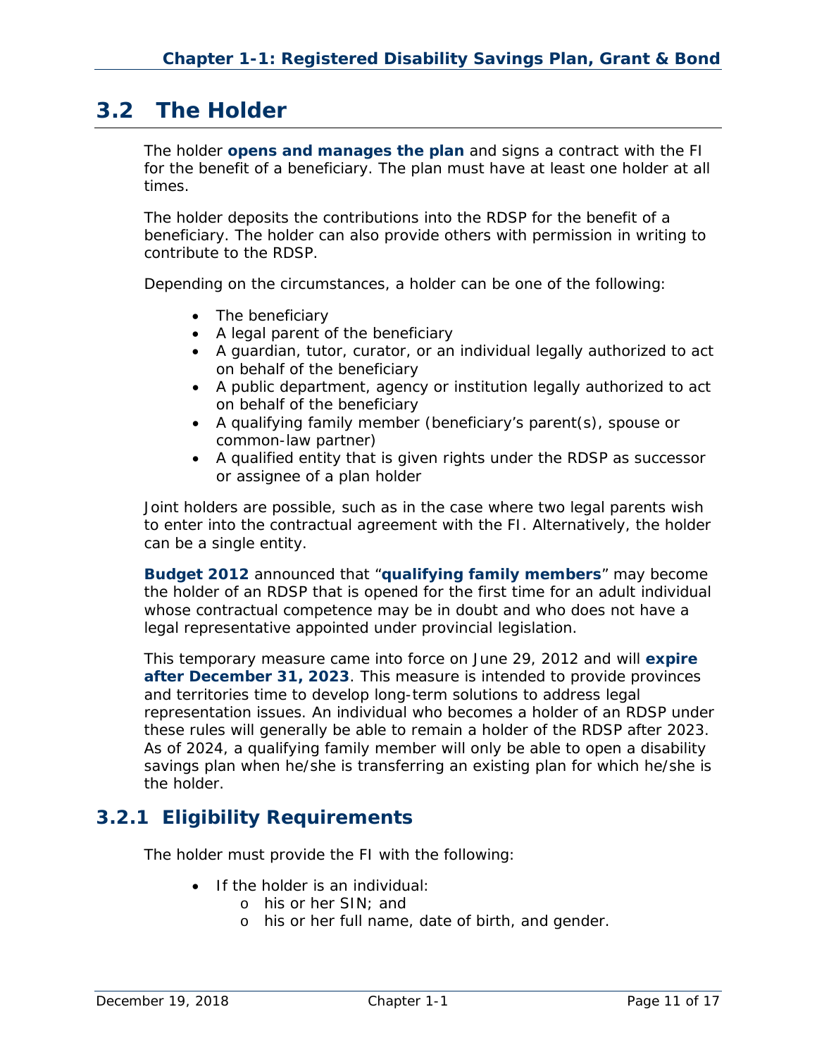## 3.2 The Holder

The holder **opens and manages the plan** and signs a contract with the FI for the benefit of a beneficiary. The plan must have at least one holder at all times.

The holder deposits the contributions into the RDSP for the benefit of a beneficiary. The holder can also provide others with permission in writing to contribute to the RDSP.

Depending on the circumstances, a holder can be one of the following:

- The beneficiary
- A legal parent of the beneficiary
- A guardian, tutor, curator, or an individual legally authorized to act on behalf of the beneficiary
- A public department, agency or institution legally authorized to act on behalf of the beneficiary
- A qualifying family member (beneficiary's parent(s), spouse or common-law partner)
- A qualified entity that is given rights under the RDSP as successor or assignee of a plan holder

Joint holders are possible, such as in the case where two legal parents wish to enter into the contractual agreement with the FI. Alternatively, the holder can be a single entity.

**Budget 2012** announced that "**qualifying family members**" may become the holder of an RDSP that is opened for the first time for an adult individual whose contractual competence may be in doubt and who does not have a legal representative appointed under provincial legislation.

This temporary measure came into force on June 29, 2012 and will **expire after December 31, 2023**. This measure is intended to provide provinces and territories time to develop long-term solutions to address legal representation issues. An individual who becomes a holder of an RDSP under these rules will generally be able to remain a holder of the RDSP after 2023. As of 2024, a qualifying family member will only be able to open a disability savings plan when he/she is transferring an existing plan for which he/she is the holder.

### 3.2.1 Eligibility Requirements

The holder must provide the FI with the following:

- If the holder is an individual:
    - his or her SIN; and
    - his or her full name, date of birth, and gender.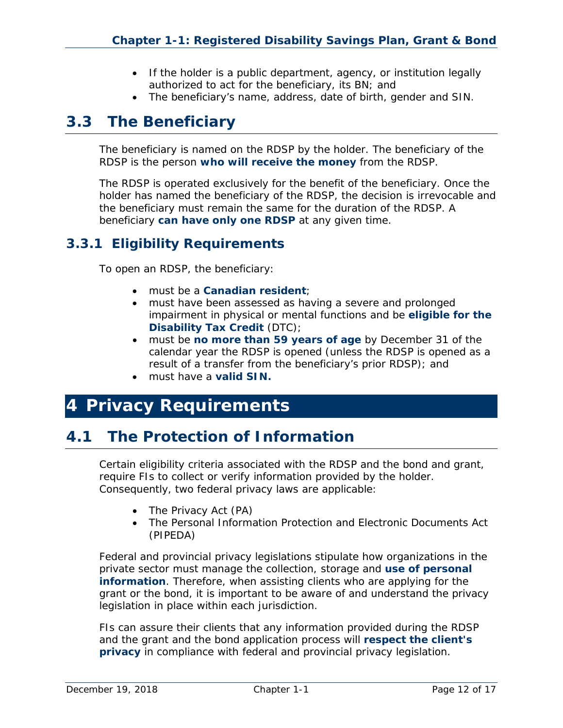- If the holder is a public department, agency, or institution legally authorized to act for the beneficiary, its BN; and
- The beneficiary's name, address, date of birth, gender and SIN.

## 3.3 The Beneficiary

The beneficiary is named on the RDSP by the holder. The beneficiary of the RDSP is the person **who will receive the money** from the RDSP.

The RDSP is operated exclusively for the benefit of the beneficiary. Once the holder has named the beneficiary of the RDSP, the decision is irrevocable and the beneficiary must remain the same for the duration of the RDSP. A beneficiary **can have only one RDSP** at any given time.

### 3.3.1 Eligibility Requirements

To open an RDSP, the beneficiary:

- must be a **Canadian resident**;
- must have been assessed as having a severe and prolonged impairment in physical or mental functions and be **eligible for the Disability Tax Credit** (DTC);
- must be **no more than 59 years of age** by December 31 of the calendar year the RDSP is opened (unless the RDSP is opened as a result of a transfer from the beneficiary's prior RDSP); and
- must have a **valid SIN.**

# 4 Privacy Requirements

## 4.1 The Protection of Information

Certain eligibility criteria associated with the RDSP and the bond and grant, require FIs to collect or verify information provided by the holder. Consequently, two federal privacy laws are applicable:

- The Privacy Act (PA)
- The Personal Information Protection and Electronic Documents Act (PIPEDA)

Federal and provincial privacy legislations stipulate how organizations in the private sector must manage the collection, storage and **use of personal information**. Therefore, when assisting clients who are applying for the grant or the bond, it is important to be aware of and understand the privacy legislation in place within each jurisdiction.

FIs can assure their clients that any information provided during the RDSP and the grant and the bond application process will **respect the client's privacy** in compliance with federal and provincial privacy legislation.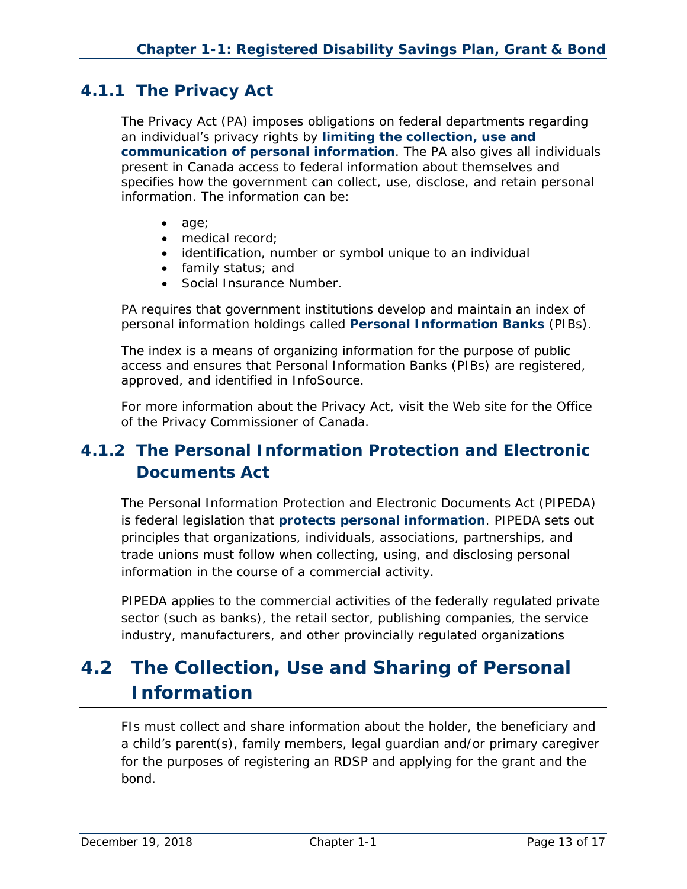### 4.1.1 The Privacy Act

The Privacy Act (PA) imposes obligations on federal departments regarding an individual's privacy rights by **limiting the collection, use and communication of personal information**. The PA also gives all individuals present in Canada access to federal information about themselves and specifies how the government can collect, use, disclose, and retain personal information. The information can be:

- age;
- medical record;
- identification, number or symbol unique to an individual
- family status; and
- Social Insurance Number.

PA requires that government institutions develop and maintain an index of personal information holdings called **Personal Information Banks** (PIBs).

The index is a means of organizing information for the purpose of public access and ensures that Personal Information Banks (PIBs) are registered, approved, and identified in InfoSource.

For more information about the Privacy Act, visit the Web site for the Office of the Privacy Commissioner of Canada.

### 4.1.2 The Personal Information Protection and Electronic Documents Act

The Personal Information Protection and Electronic Documents Act (PIPEDA) is federal legislation that **protects personal information**. PIPEDA sets out principles that organizations, individuals, associations, partnerships, and trade unions must follow when collecting, using, and disclosing personal information in the course of a commercial activity.

PIPEDA applies to the commercial activities of the federally regulated private sector (such as banks), the retail sector, publishing companies, the service industry, manufacturers, and other provincially regulated organizations

## 4.2 The Collection, Use and Sharing of Personal Information

FIs must collect and share information about the holder, the beneficiary and a child's parent(s), family members, legal guardian and/or primary caregiver for the purposes of registering an RDSP and applying for the grant and the bond.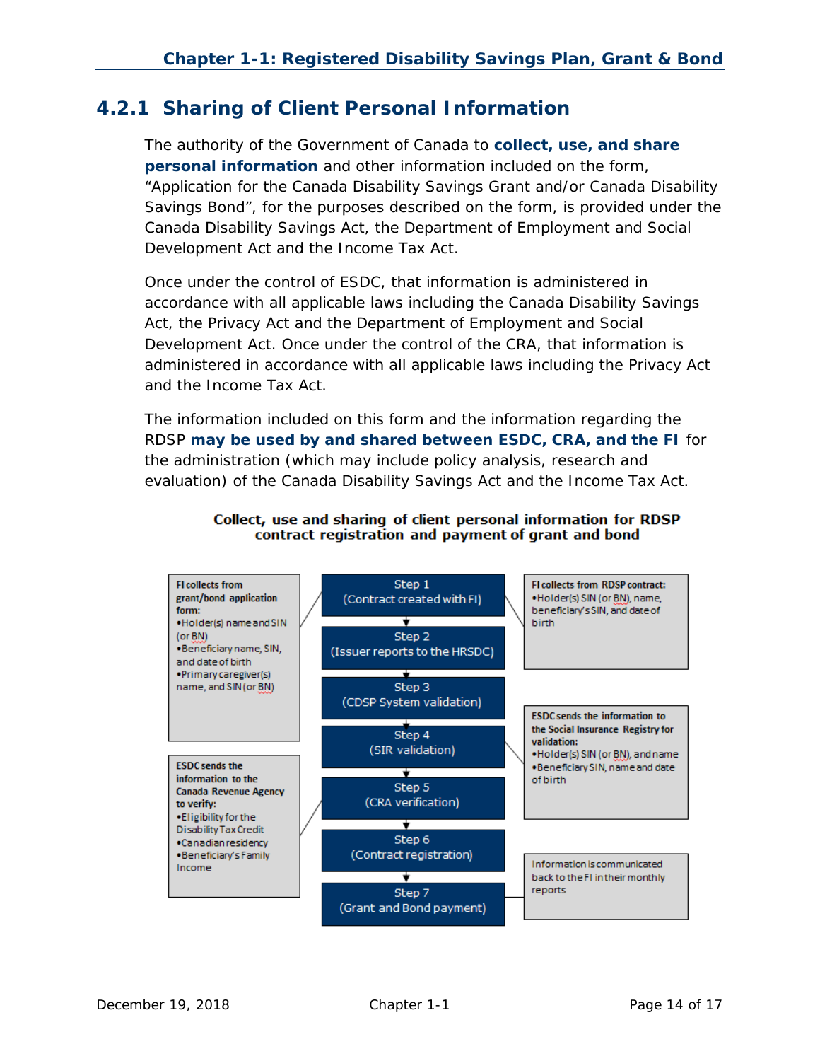## 4.2.1 Sharing of Client Personal Information

The authority of the Government of Canada to **collect, use, and share personal information** and other information included on the form, "Application for the Canada Disability Savings Grant and/or Canada Disability Savings Bond", for the purposes described on the form, is provided under the Canada Disability Savings Act, the Department of Employment and Social Development Act and the Income Tax Act.

Once under the control of ESDC, that information is administered in accordance with all applicable laws including the Canada Disability Savings Act, the Privacy Act and the Department of Employment and Social Development Act. Once under the control of the CRA, that information is administered in accordance with all applicable laws including the Privacy Act and the Income Tax Act.

The information included on this form and the information regarding the RDSP **may be used by and shared between ESDC, CRA, and the FI** for the administration (which may include policy analysis, research and evaluation) of the Canada Disability Savings Act and the Income Tax Act.

**Collect, use and sharing of client personal information for RDSP contract registration and payment of grant and bond**

- Step 1 (Contract created with FI)
  - **FI collects from grant/bond application form:**
    - Holder(s) name and SIN (or BN)
    - Beneficiary name, SIN, and date of birth
    - Primary caregiver(s) name, and SIN (or BN)
  - **FI collects from RDSP contract:**
    - Holder(s) SIN (or BN), name, beneficiary's SIN, and date of birth
- Step 2 (Issuer reports to the HRSDC)
- Step 3 (CDSP System validation)
- Step 4 (SIR validation)
  - **ESDC sends the information to the Social Insurance Registry for validation:**
    - Holder(s) SIN (or BN), and name
    - Beneficiary SIN, name and date of birth
- Step 5 (CRA verification)
  - **ESDC sends the information to the Canada Revenue Agency to verify:**
    - Eligibility for the Disability Tax Credit
    - Canadian residency
    - Beneficiary's Family Income
- Step 6 (Contract registration)
- Step 7 (Grant and Bond payment)
  - Information is communicated back to the FI in their monthly reports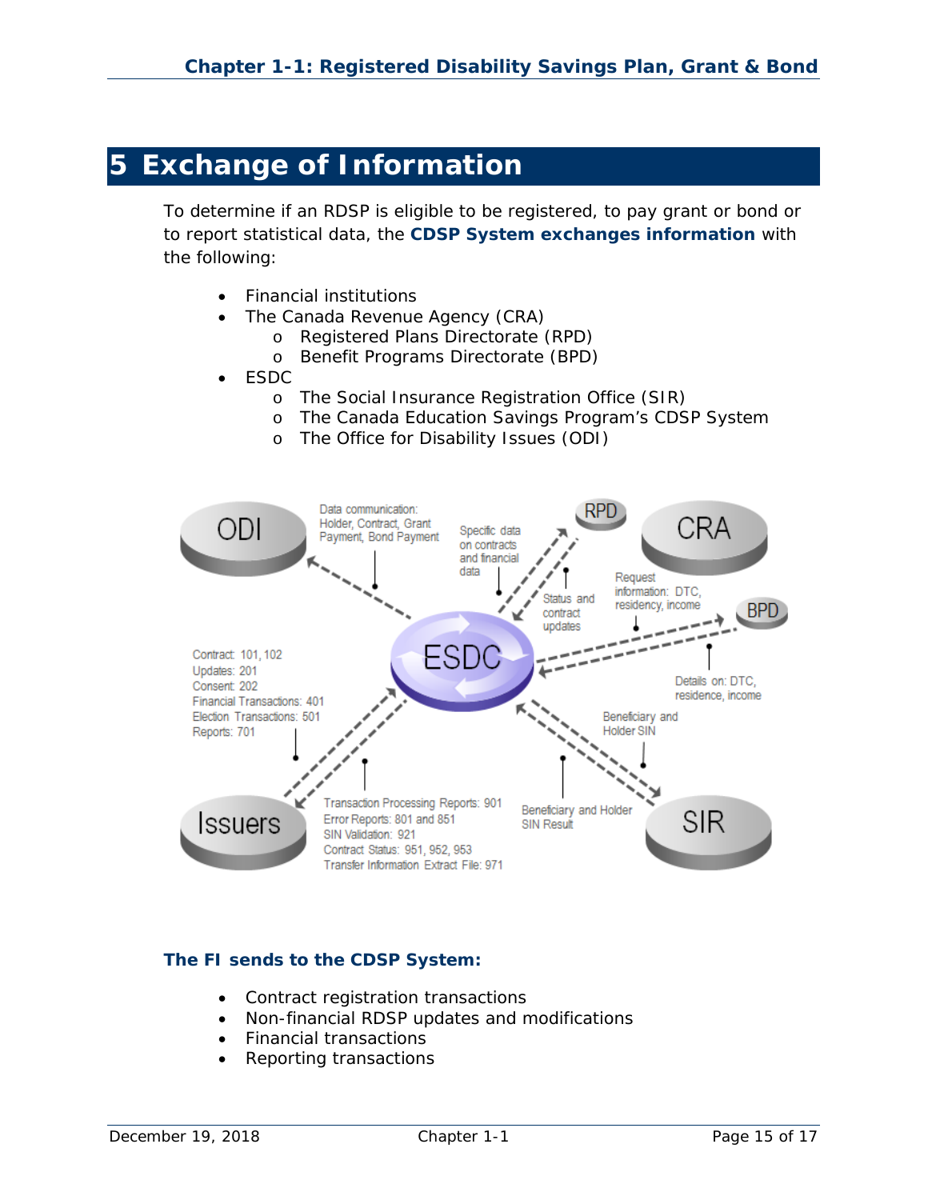# 5 Exchange of Information

To determine if an RDSP is eligible to be registered, to pay grant or bond or to report statistical data, the **CDSP System exchanges information** with the following:

- Financial institutions
- The Canada Revenue Agency (CRA)
  - Registered Plans Directorate (RPD)
  - Benefit Programs Directorate (BPD)
- ESDC
  - The Social Insurance Registration Office (SIR)
  - The Canada Education Savings Program's CDSP System
  - The Office for Disability Issues (ODI)

ODI

Data communication: Holder, Contract, Grant Payment, Bond Payment

Specific data on contracts and financial data

RPD

Status and contract updates

CRA

Request information: DTC, residency, income

BPD

ESDC

Details on: DTC, residence, income

Contract: 101, 102
Updates: 201
Consent: 202
Financial Transactions: 401
Election Transactions: 501
Reports: 701

Beneficiary and Holder SIN

Issuers

Transaction Processing Reports: 901
Error Reports: 801 and 851
SIN Validation: 921
Contract Status: 951, 952, 953
Transfer Information Extract File: 971

Beneficiary and Holder SIN Result

SIR

### The FI sends to the CDSP System:

- Contract registration transactions
- Non-financial RDSP updates and modifications
- Financial transactions
- Reporting transactions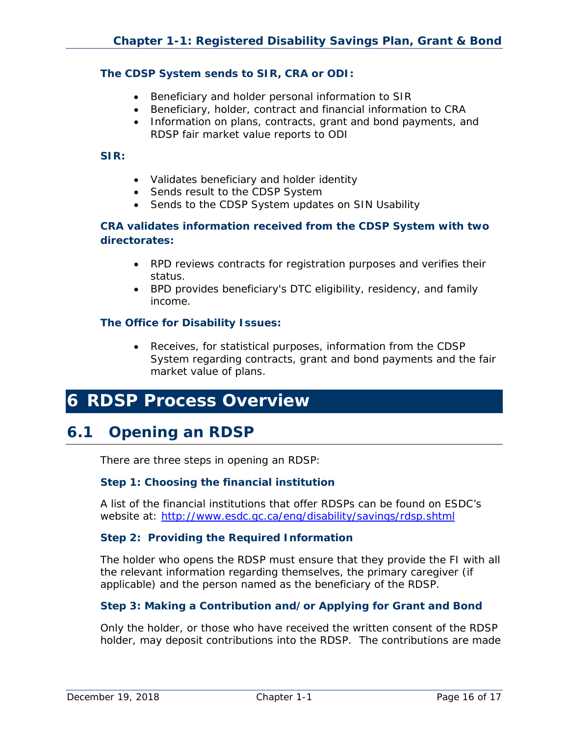**The CDSP System sends to SIR, CRA or ODI:**

- Beneficiary and holder personal information to SIR
- Beneficiary, holder, contract and financial information to CRA
- Information on plans, contracts, grant and bond payments, and RDSP fair market value reports to ODI

**SIR:**

- Validates beneficiary and holder identity
- Sends result to the CDSP System
- Sends to the CDSP System updates on SIN Usability

**CRA validates information received from the CDSP System with two directorates:**

- RPD reviews contracts for registration purposes and verifies their status.
- BPD provides beneficiary's DTC eligibility, residency, and family income.

**The Office for Disability Issues:**

- Receives, for statistical purposes, information from the CDSP System regarding contracts, grant and bond payments and the fair market value of plans.

# 6 RDSP Process Overview

## 6.1 Opening an RDSP

There are three steps in opening an RDSP:

**Step 1: Choosing the financial institution**

A list of the financial institutions that offer RDSPs can be found on ESDC's website at: http://www.esdc.gc.ca/eng/disability/savings/rdsp.shtml

**Step 2: Providing the Required Information**

The holder who opens the RDSP must ensure that they provide the FI with all the relevant information regarding themselves, the primary caregiver (if applicable) and the person named as the beneficiary of the RDSP.

**Step 3: Making a Contribution and/or Applying for Grant and Bond**

Only the holder, or those who have received the written consent of the RDSP holder, may deposit contributions into the RDSP. The contributions are made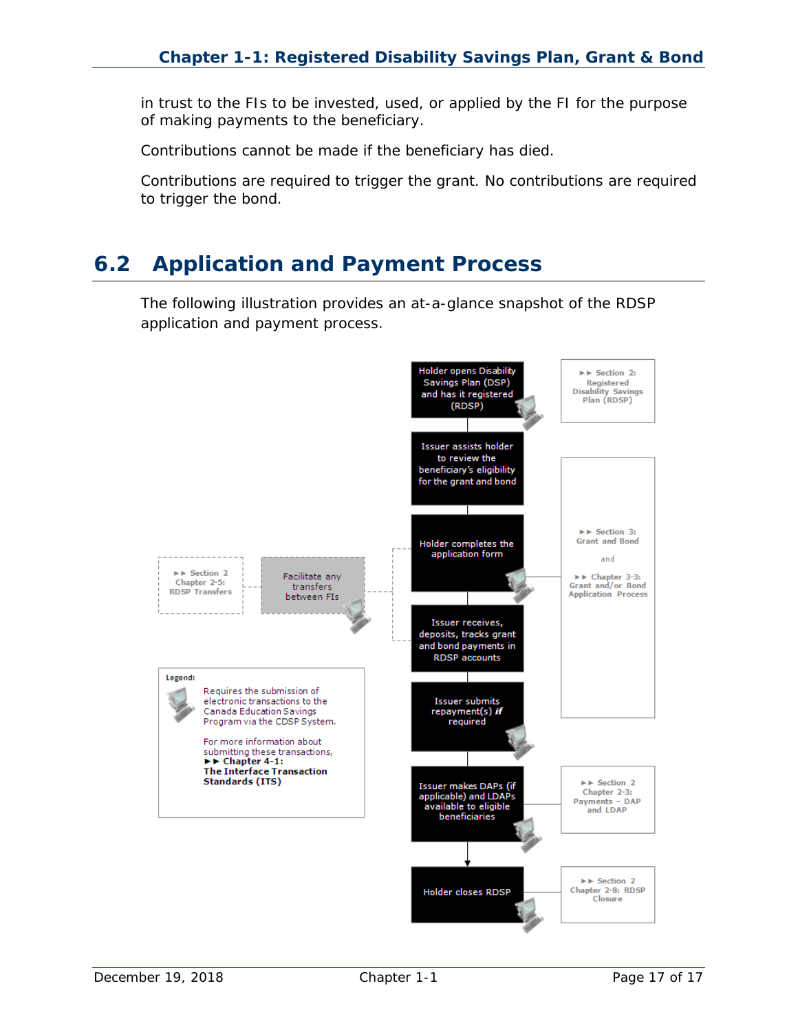in trust to the FIs to be invested, used, or applied by the FI for the purpose of making payments to the beneficiary.

Contributions cannot be made if the beneficiary has died.

Contributions are required to trigger the grant. No contributions are required to trigger the bond.

## 6.2 Application and Payment Process

The following illustration provides an at-a-glance snapshot of the RDSP application and payment process.

Holder opens Disability Savings Plan (DSP) and has it registered (RDSP)

►► Section 2: Registered Disability Savings Plan (RDSP)

Issuer assists holder to review the beneficiary's eligibility for the grant and bond

Holder completes the application form

►► Section 3: Grant and Bond

and

►► Chapter 3-3: Grant and/or Bond Application Process

►► Section 2 Chapter 2-5: RDSP Transfers

Facilitate any transfers between FIs

Issuer receives, deposits, tracks grant and bond payments in RDSP accounts

Issuer submits repayment(s) ***if*** required

Issuer makes DAPs (if applicable) and LDAPs available to eligible beneficiaries

►► Section 2 Chapter 2-3: Payments – DAP and LDAP

Holder closes RDSP

►► Section 2 Chapter 2-8: RDSP Closure

**Legend:**

Requires the submission of electronic transactions to the Canada Education Savings Program via the CDSP System.

For more information about submitting these transactions, **►► Chapter 4-1: The Interface Transaction Standards (ITS)**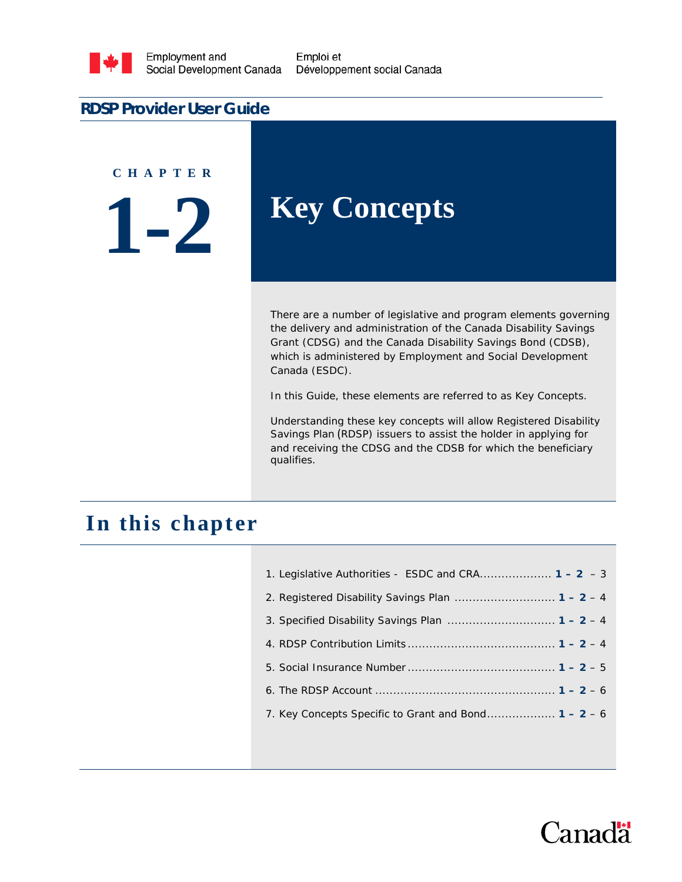# RDSP Provider User Guide

CHAPTER

# 1-2

# Key Concepts

There are a number of legislative and program elements governing the delivery and administration of the Canada Disability Savings Grant (CDSG) and the Canada Disability Savings Bond (CDSB), which is administered by Employment and Social Development Canada (ESDC).

In this Guide, these elements are referred to as Key Concepts.

Understanding these key concepts will allow Registered Disability Savings Plan (RDSP) issuers to assist the holder in applying for and receiving the CDSG and the CDSB for which the beneficiary qualifies.

## In this chapter

1. Legislative Authorities - ESDC and CRA.................... **1 – 2** – 3
2. Registered Disability Savings Plan ............................ **1 – 2** – 4
3. Specified Disability Savings Plan .............................. **1 – 2** – 4
4. RDSP Contribution Limits......................................... **1 – 2** – 4
5. Social Insurance Number......................................... **1 – 2** – 5
6. The RDSP Account .................................................. **1 – 2** – 6
7. Key Concepts Specific to Grant and Bond................... **1 – 2** – 6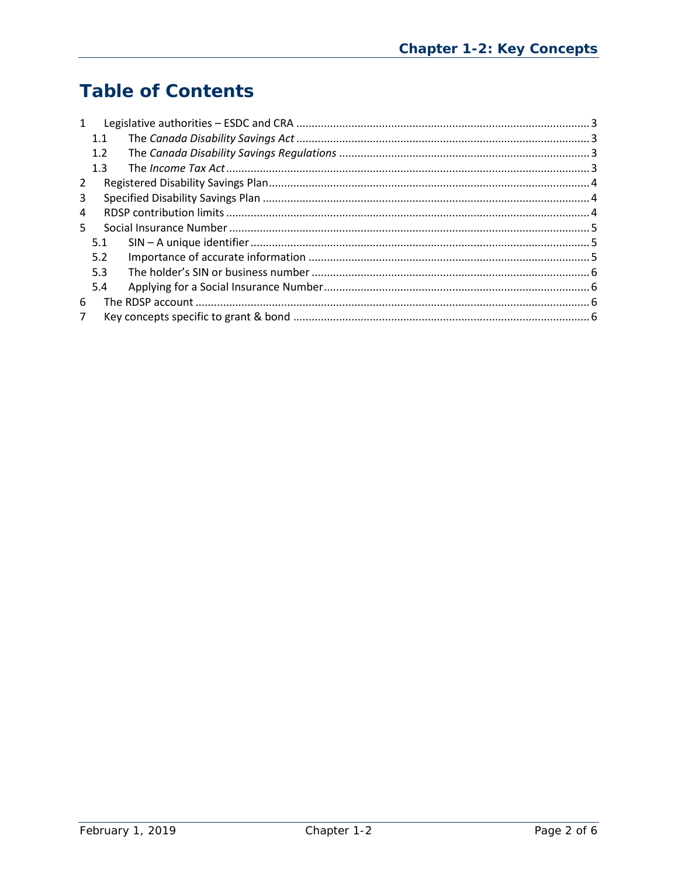# Table of Contents

1 Legislative authorities – ESDC and CRA ........................................................................................ 3
  1.1 The *Canada Disability Savings Act* ........................................................................................ 3
  1.2 The *Canada Disability Savings Regulations* ........................................................................... 3
  1.3 The *Income Tax Act* ................................................................................................................ 3
2 Registered Disability Savings Plan ................................................................................................. 4
3 Specified Disability Savings Plan .................................................................................................... 4
4 RDSP contribution limits ................................................................................................................ 4
5 Social Insurance Number ............................................................................................................... 5
  5.1 SIN – A unique identifier ........................................................................................................ 5
  5.2 Importance of accurate information ...................................................................................... 5
  5.3 The holder's SIN or business number .................................................................................... 6
  5.4 Applying for a Social Insurance Number ................................................................................ 6
6 The RDSP account .......................................................................................................................... 6
7 Key concepts specific to grant & bond .......................................................................................... 6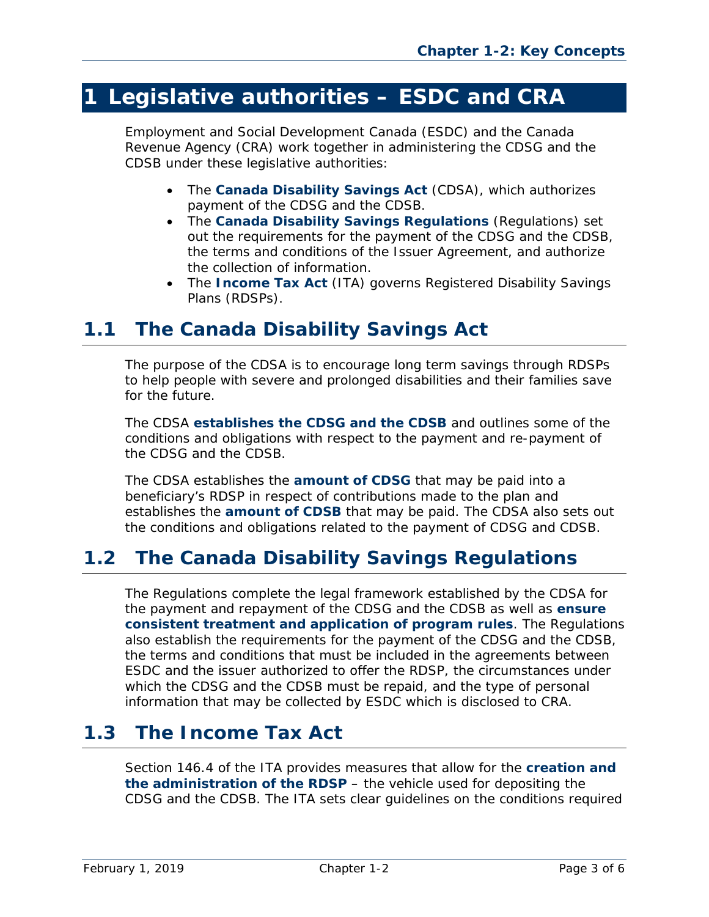# 1 Legislative authorities – ESDC and CRA

Employment and Social Development Canada (ESDC) and the Canada Revenue Agency (CRA) work together in administering the CDSG and the CDSB under these legislative authorities:

- The **Canada Disability Savings Act** (CDSA), which authorizes payment of the CDSG and the CDSB.
- The **Canada Disability Savings Regulations** (Regulations) set out the requirements for the payment of the CDSG and the CDSB, the terms and conditions of the Issuer Agreement, and authorize the collection of information.
- The **Income Tax Act** (ITA) governs Registered Disability Savings Plans (RDSPs).

## 1.1 The Canada Disability Savings Act

The purpose of the CDSA is to encourage long term savings through RDSPs to help people with severe and prolonged disabilities and their families save for the future.

The CDSA **establishes the CDSG and the CDSB** and outlines some of the conditions and obligations with respect to the payment and re-payment of the CDSG and the CDSB.

The CDSA establishes the **amount of CDSG** that may be paid into a beneficiary's RDSP in respect of contributions made to the plan and establishes the **amount of CDSB** that may be paid. The CDSA also sets out the conditions and obligations related to the payment of CDSG and CDSB.

## 1.2 The Canada Disability Savings Regulations

The Regulations complete the legal framework established by the CDSA for the payment and repayment of the CDSG and the CDSB as well as **ensure consistent treatment and application of program rules**. The Regulations also establish the requirements for the payment of the CDSG and the CDSB, the terms and conditions that must be included in the agreements between ESDC and the issuer authorized to offer the RDSP, the circumstances under which the CDSG and the CDSB must be repaid, and the type of personal information that may be collected by ESDC which is disclosed to CRA.

## 1.3 The Income Tax Act

Section 146.4 of the ITA provides measures that allow for the **creation and the administration of the RDSP** – the vehicle used for depositing the CDSG and the CDSB. The ITA sets clear guidelines on the conditions required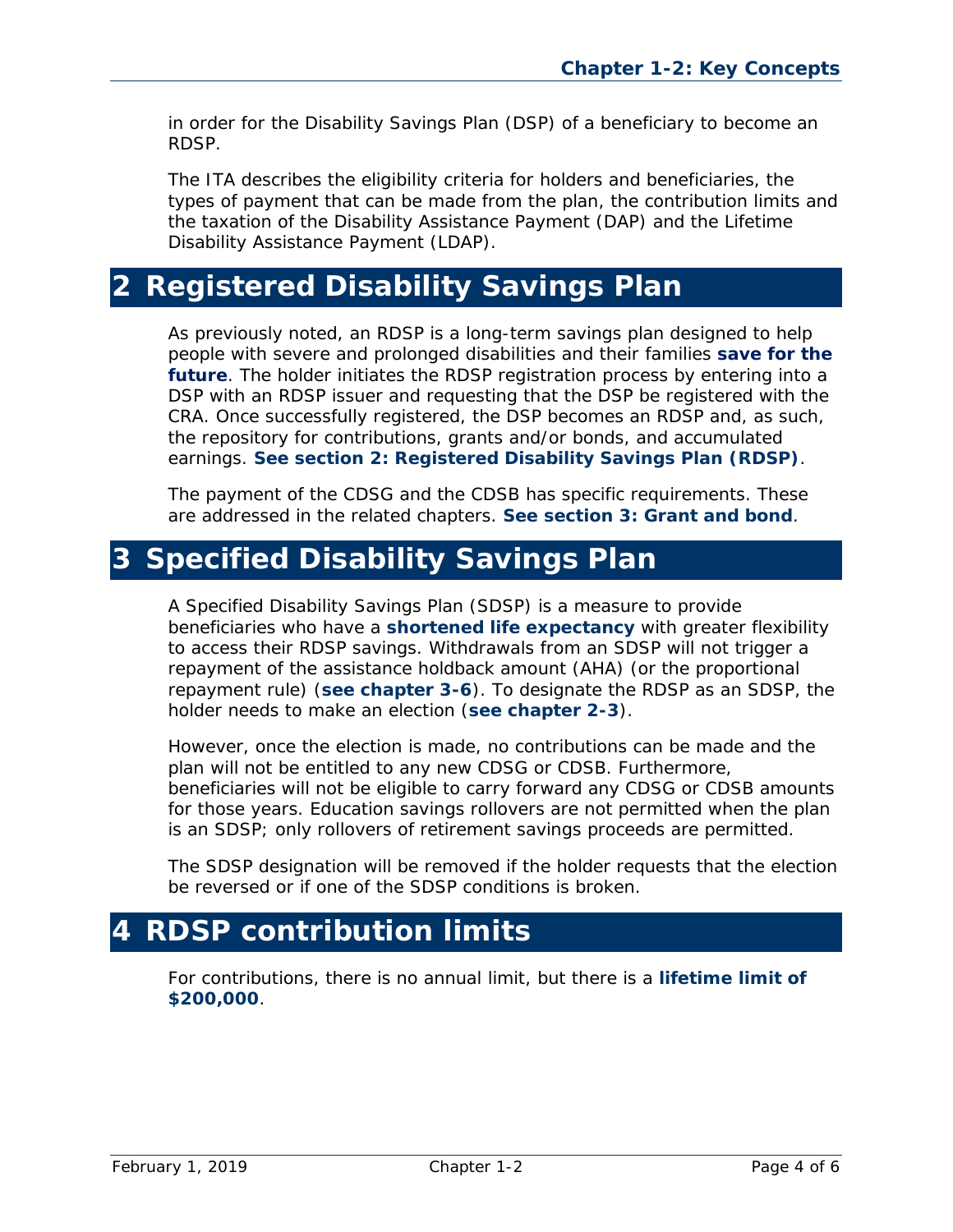in order for the Disability Savings Plan (DSP) of a beneficiary to become an RDSP.

The ITA describes the eligibility criteria for holders and beneficiaries, the types of payment that can be made from the plan, the contribution limits and the taxation of the Disability Assistance Payment (DAP) and the Lifetime Disability Assistance Payment (LDAP).

# 2 Registered Disability Savings Plan

As previously noted, an RDSP is a long-term savings plan designed to help people with severe and prolonged disabilities and their families **save for the future**. The holder initiates the RDSP registration process by entering into a DSP with an RDSP issuer and requesting that the DSP be registered with the CRA. Once successfully registered, the DSP becomes an RDSP and, as such, the repository for contributions, grants and/or bonds, and accumulated earnings. **See section 2: Registered Disability Savings Plan (RDSP)**.

The payment of the CDSG and the CDSB has specific requirements. These are addressed in the related chapters. **See section 3: Grant and bond**.

# 3 Specified Disability Savings Plan

A Specified Disability Savings Plan (SDSP) is a measure to provide beneficiaries who have a **shortened life expectancy** with greater flexibility to access their RDSP savings. Withdrawals from an SDSP will not trigger a repayment of the assistance holdback amount (AHA) (or the proportional repayment rule) (**see chapter 3-6**). To designate the RDSP as an SDSP, the holder needs to make an election (**see chapter 2-3**).

However, once the election is made, no contributions can be made and the plan will not be entitled to any new CDSG or CDSB. Furthermore, beneficiaries will not be eligible to carry forward any CDSG or CDSB amounts for those years. Education savings rollovers are not permitted when the plan is an SDSP; only rollovers of retirement savings proceeds are permitted.

The SDSP designation will be removed if the holder requests that the election be reversed or if one of the SDSP conditions is broken.

# 4 RDSP contribution limits

For contributions, there is no annual limit, but there is a **lifetime limit of $200,000**.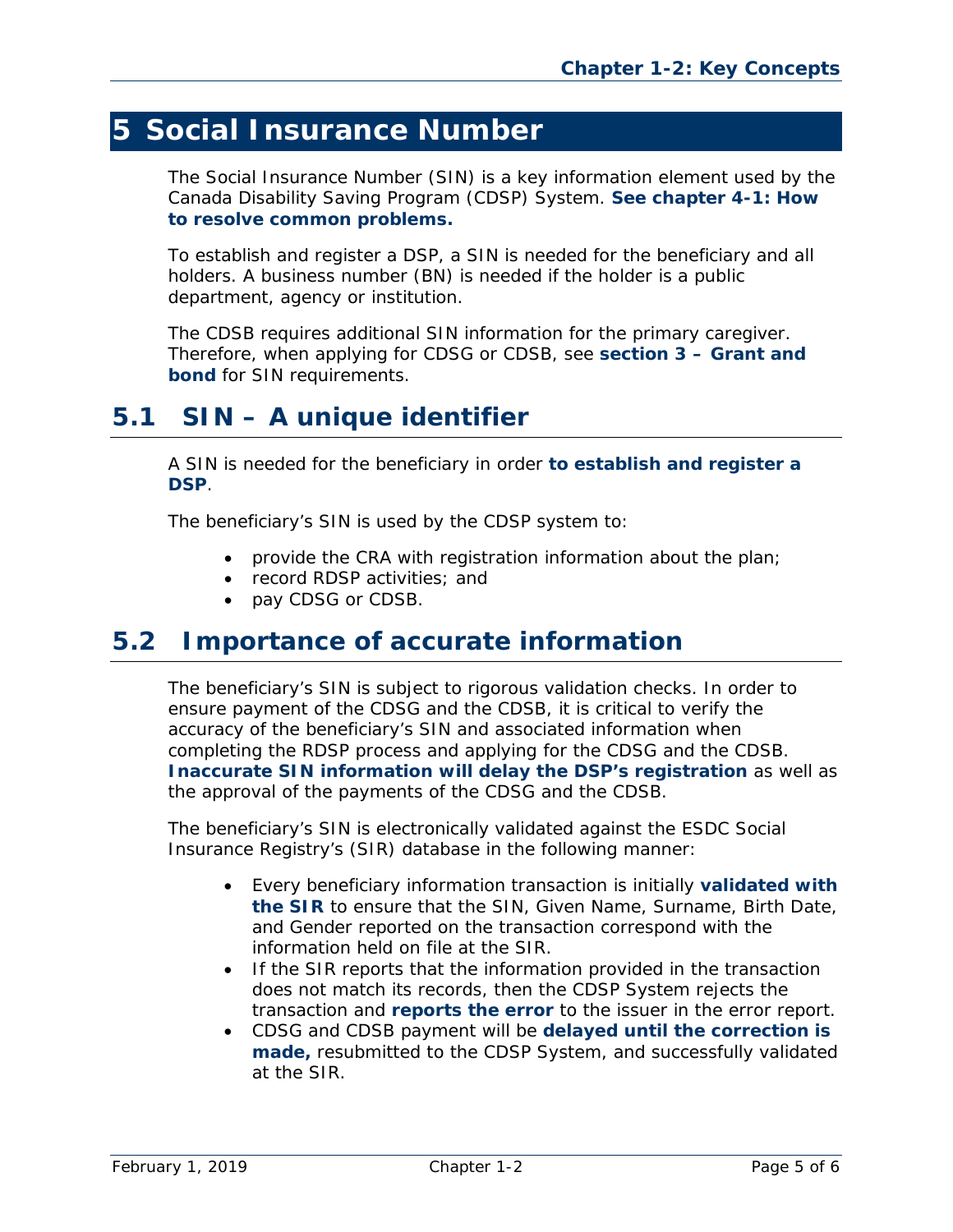# 5 Social Insurance Number

The Social Insurance Number (SIN) is a key information element used by the Canada Disability Saving Program (CDSP) System. **See chapter 4-1: How to resolve common problems.**

To establish and register a DSP, a SIN is needed for the beneficiary and all holders. A business number (BN) is needed if the holder is a public department, agency or institution.

The CDSB requires additional SIN information for the primary caregiver. Therefore, when applying for CDSG or CDSB, see **section 3 – Grant and bond** for SIN requirements.

## 5.1 SIN – A unique identifier

A SIN is needed for the beneficiary in order **to establish and register a DSP**.

The beneficiary's SIN is used by the CDSP system to:

- provide the CRA with registration information about the plan;
- record RDSP activities; and
- pay CDSG or CDSB.

## 5.2 Importance of accurate information

The beneficiary's SIN is subject to rigorous validation checks. In order to ensure payment of the CDSG and the CDSB, it is critical to verify the accuracy of the beneficiary's SIN and associated information when completing the RDSP process and applying for the CDSG and the CDSB. **Inaccurate SIN information will delay the DSP's registration** as well as the approval of the payments of the CDSG and the CDSB.

The beneficiary's SIN is electronically validated against the ESDC Social Insurance Registry's (SIR) database in the following manner:

- Every beneficiary information transaction is initially **validated with the SIR** to ensure that the SIN, Given Name, Surname, Birth Date, and Gender reported on the transaction correspond with the information held on file at the SIR.
- If the SIR reports that the information provided in the transaction does not match its records, then the CDSP System rejects the transaction and **reports the error** to the issuer in the error report.
- CDSG and CDSB payment will be **delayed until the correction is made,** resubmitted to the CDSP System, and successfully validated at the SIR.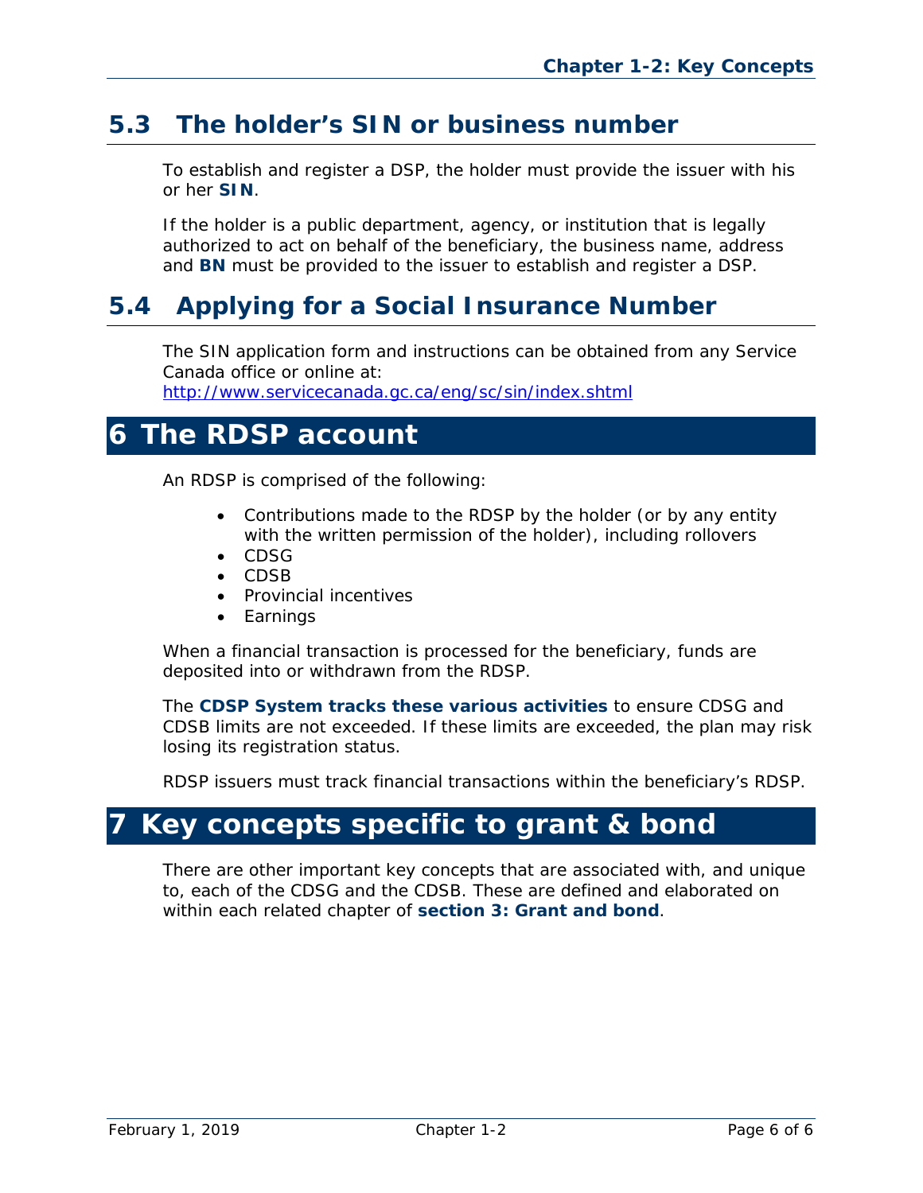## 5.3 The holder's SIN or business number

To establish and register a DSP, the holder must provide the issuer with his or her **SIN**.

If the holder is a public department, agency, or institution that is legally authorized to act on behalf of the beneficiary, the business name, address and **BN** must be provided to the issuer to establish and register a DSP.

## 5.4 Applying for a Social Insurance Number

The SIN application form and instructions can be obtained from any Service Canada office or online at:
http://www.servicecanada.gc.ca/eng/sc/sin/index.shtml

# 6 The RDSP account

An RDSP is comprised of the following:

- Contributions made to the RDSP by the holder (or by any entity with the written permission of the holder), including rollovers
- CDSG
- CDSB
- Provincial incentives
- Earnings

When a financial transaction is processed for the beneficiary, funds are deposited into or withdrawn from the RDSP.

The **CDSP System tracks these various activities** to ensure CDSG and CDSB limits are not exceeded. If these limits are exceeded, the plan may risk losing its registration status.

RDSP issuers must track financial transactions within the beneficiary's RDSP.

# 7 Key concepts specific to grant & bond

There are other important key concepts that are associated with, and unique to, each of the CDSG and the CDSB. These are defined and elaborated on within each related chapter of **section 3: Grant and bond**.